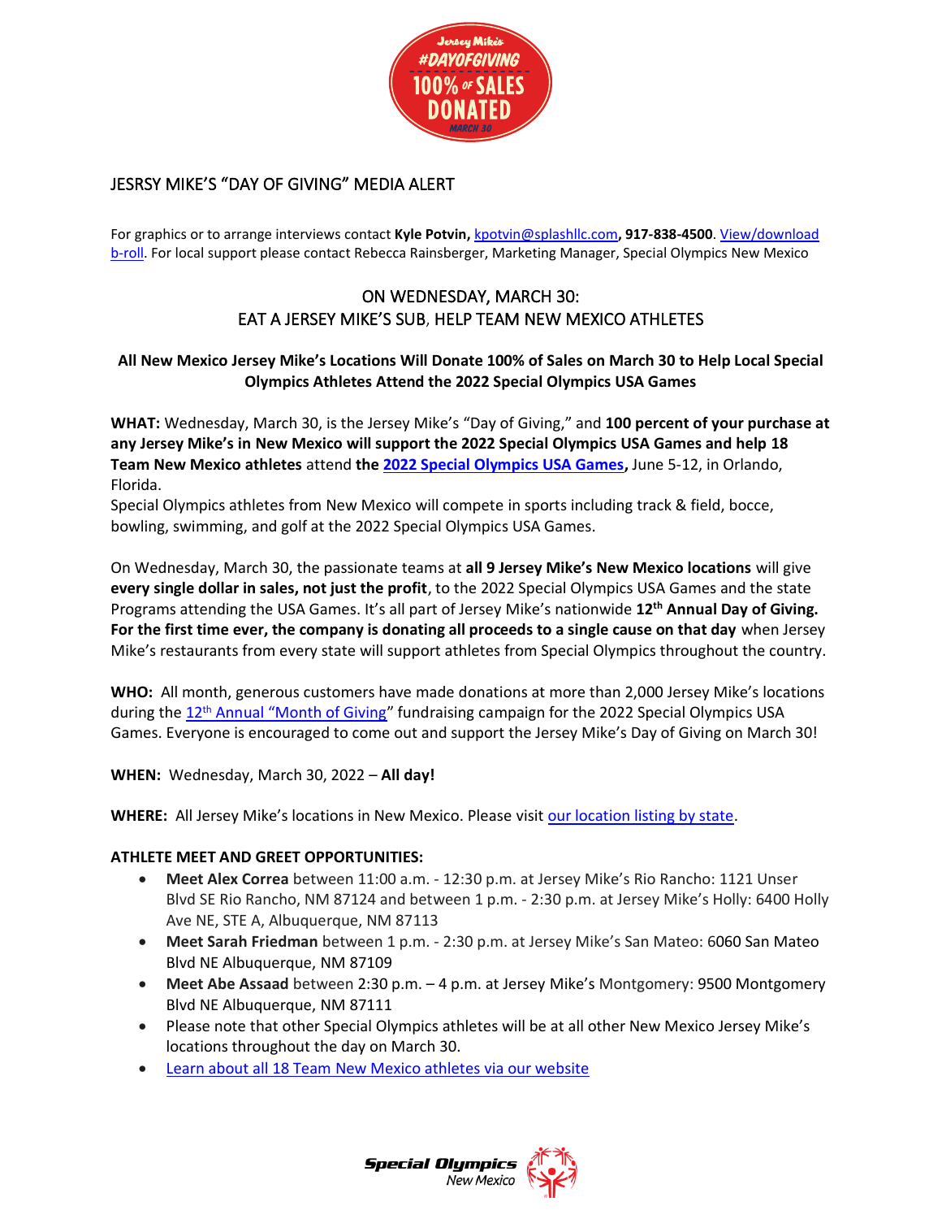Jersey Mike's #DAYOFGIVING 100% of SALES DONATED MARCH 30

# JESRSY MIKE'S "DAY OF GIVING" MEDIA ALERT

For graphics or to arrange interviews contact **Kyle Potvin,** kpotvin@splashllc.com**, 917-838-4500**. View/download b-roll. For local support please contact Rebecca Rainsberger, Marketing Manager, Special Olympics New Mexico

## ON WEDNESDAY, MARCH 30:
## EAT A JERSEY MIKE'S SUB, HELP TEAM NEW MEXICO ATHLETES

**All New Mexico Jersey Mike's Locations Will Donate 100% of Sales on March 30 to Help Local Special Olympics Athletes Attend the 2022 Special Olympics USA Games**

**WHAT:** Wednesday, March 30, is the Jersey Mike's "Day of Giving," and **100 percent of your purchase at any Jersey Mike's in New Mexico will support the 2022 Special Olympics USA Games and help 18 Team New Mexico athletes** attend **the 2022 Special Olympics USA Games,** June 5-12, in Orlando, Florida.

Special Olympics athletes from New Mexico will compete in sports including track & field, bocce, bowling, swimming, and golf at the 2022 Special Olympics USA Games.

On Wednesday, March 30, the passionate teams at **all 9 Jersey Mike's New Mexico locations** will give **every single dollar in sales, not just the profit**, to the 2022 Special Olympics USA Games and the state Programs attending the USA Games. It's all part of Jersey Mike's nationwide **12th Annual Day of Giving. For the first time ever, the company is donating all proceeds to a single cause on that day** when Jersey Mike's restaurants from every state will support athletes from Special Olympics throughout the country.

**WHO:** All month, generous customers have made donations at more than 2,000 Jersey Mike's locations during the 12th Annual "Month of Giving" fundraising campaign for the 2022 Special Olympics USA Games. Everyone is encouraged to come out and support the Jersey Mike's Day of Giving on March 30!

**WHEN:** Wednesday, March 30, 2022 – **All day!**

**WHERE:** All Jersey Mike's locations in New Mexico. Please visit our location listing by state.

**ATHLETE MEET AND GREET OPPORTUNITIES:**

- **Meet Alex Correa** between 11:00 a.m. - 12:30 p.m. at Jersey Mike's Rio Rancho: 1121 Unser Blvd SE Rio Rancho, NM 87124 and between 1 p.m. - 2:30 p.m. at Jersey Mike's Holly: 6400 Holly Ave NE, STE A, Albuquerque, NM 87113
- **Meet Sarah Friedman** between 1 p.m. - 2:30 p.m. at Jersey Mike's San Mateo: 6060 San Mateo Blvd NE Albuquerque, NM 87109
- **Meet Abe Assaad** between 2:30 p.m. – 4 p.m. at Jersey Mike's Montgomery: 9500 Montgomery Blvd NE Albuquerque, NM 87111
- Please note that other Special Olympics athletes will be at all other New Mexico Jersey Mike's locations throughout the day on March 30.
- Learn about all 18 Team New Mexico athletes via our website

Special Olympics New Mexico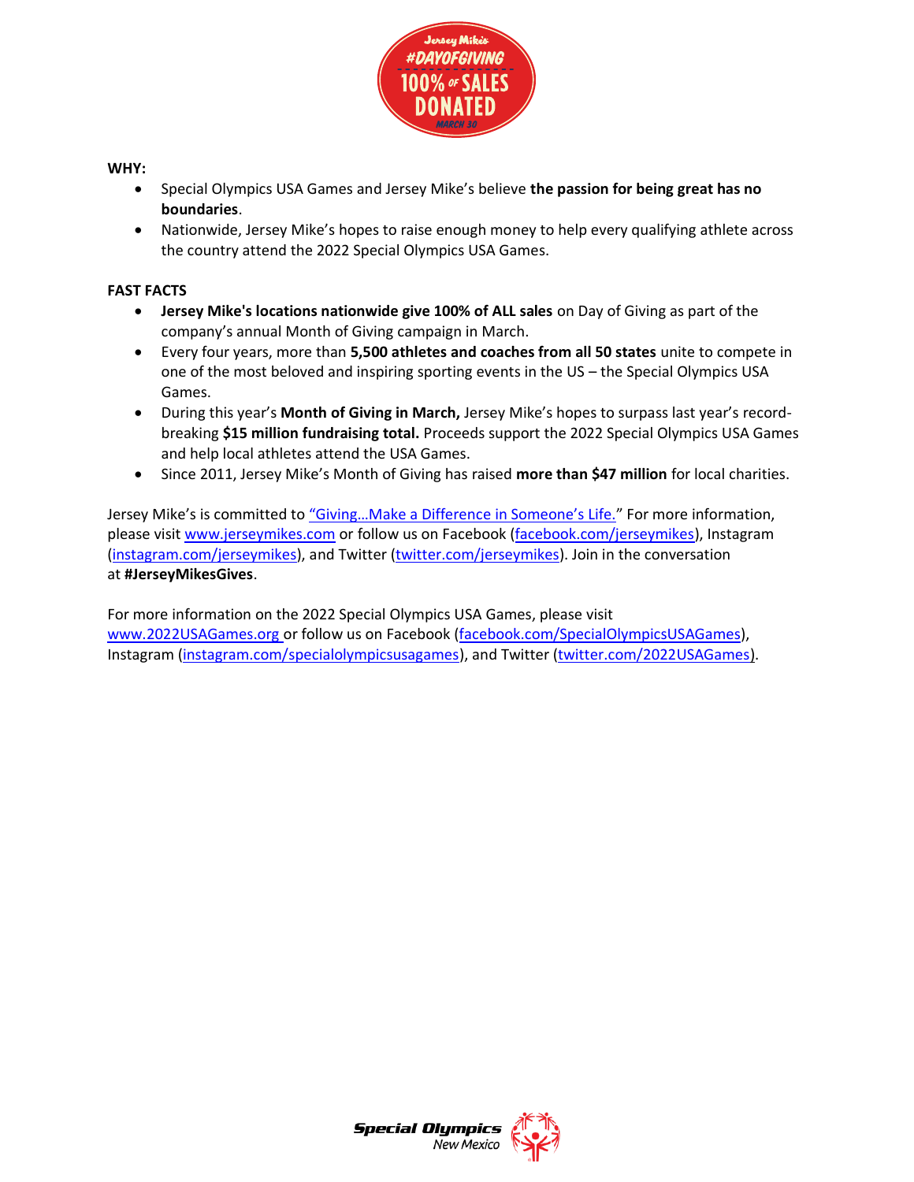**WHY:**

- Special Olympics USA Games and Jersey Mike's believe **the passion for being great has no boundaries**.
- Nationwide, Jersey Mike's hopes to raise enough money to help every qualifying athlete across the country attend the 2022 Special Olympics USA Games.

**FAST FACTS**

- **Jersey Mike's locations nationwide give 100% of ALL sales** on Day of Giving as part of the company's annual Month of Giving campaign in March.
- Every four years, more than **5,500 athletes and coaches from all 50 states** unite to compete in one of the most beloved and inspiring sporting events in the US – the Special Olympics USA Games.
- During this year's **Month of Giving in March,** Jersey Mike's hopes to surpass last year's record-breaking **$15 million fundraising total.** Proceeds support the 2022 Special Olympics USA Games and help local athletes attend the USA Games.
- Since 2011, Jersey Mike's Month of Giving has raised **more than $47 million** for local charities.

Jersey Mike's is committed to "Giving…Make a Difference in Someone's Life." For more information, please visit www.jerseymikes.com or follow us on Facebook (facebook.com/jerseymikes), Instagram (instagram.com/jerseymikes), and Twitter (twitter.com/jerseymikes). Join in the conversation at **#JerseyMikesGives**.

For more information on the 2022 Special Olympics USA Games, please visit www.2022USAGames.org or follow us on Facebook (facebook.com/SpecialOlympicsUSAGames), Instagram (instagram.com/specialolympicsusagames), and Twitter (twitter.com/2022USAGames).